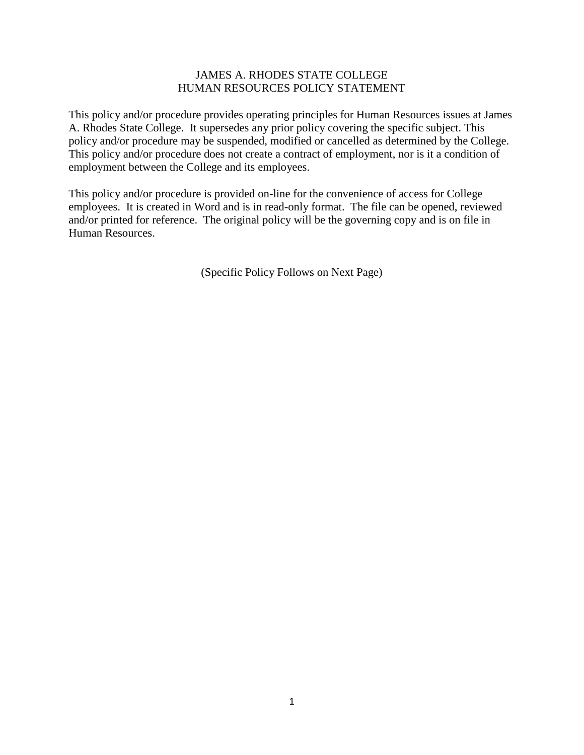# JAMES A. RHODES STATE COLLEGE
## HUMAN RESOURCES POLICY STATEMENT

This policy and/or procedure provides operating principles for Human Resources issues at James A. Rhodes State College. It supersedes any prior policy covering the specific subject. This policy and/or procedure may be suspended, modified or cancelled as determined by the College. This policy and/or procedure does not create a contract of employment, nor is it a condition of employment between the College and its employees.

This policy and/or procedure is provided on-line for the convenience of access for College employees. It is created in Word and is in read-only format. The file can be opened, reviewed and/or printed for reference. The original policy will be the governing copy and is on file in Human Resources.

(Specific Policy Follows on Next Page)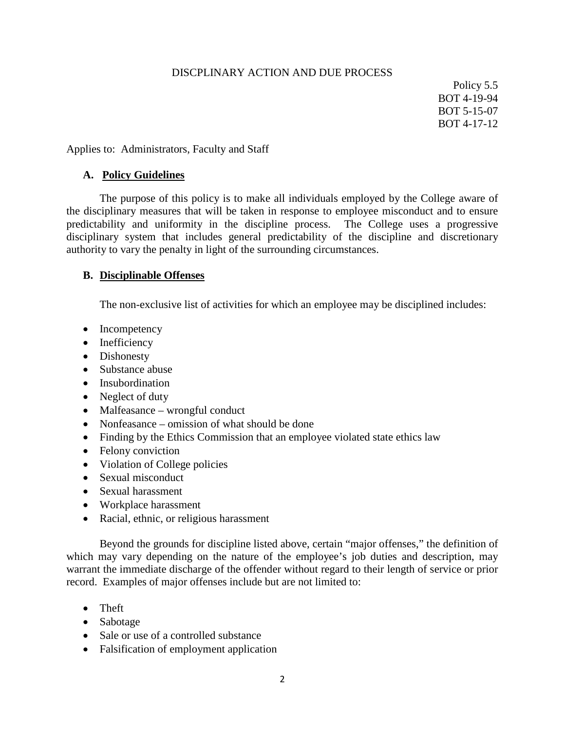DISCPLINARY ACTION AND DUE PROCESS

Policy 5.5
BOT 4-19-94
BOT 5-15-07
BOT 4-17-12

Applies to: Administrators, Faculty and Staff

## A. Policy Guidelines

The purpose of this policy is to make all individuals employed by the College aware of the disciplinary measures that will be taken in response to employee misconduct and to ensure predictability and uniformity in the discipline process. The College uses a progressive disciplinary system that includes general predictability of the discipline and discretionary authority to vary the penalty in light of the surrounding circumstances.

## B. Disciplinable Offenses

The non-exclusive list of activities for which an employee may be disciplined includes:

- Incompetency
- Inefficiency
- Dishonesty
- Substance abuse
- Insubordination
- Neglect of duty
- Malfeasance – wrongful conduct
- Nonfeasance – omission of what should be done
- Finding by the Ethics Commission that an employee violated state ethics law
- Felony conviction
- Violation of College policies
- Sexual misconduct
- Sexual harassment
- Workplace harassment
- Racial, ethnic, or religious harassment

Beyond the grounds for discipline listed above, certain "major offenses," the definition of which may vary depending on the nature of the employee's job duties and description, may warrant the immediate discharge of the offender without regard to their length of service or prior record. Examples of major offenses include but are not limited to:

- Theft
- Sabotage
- Sale or use of a controlled substance
- Falsification of employment application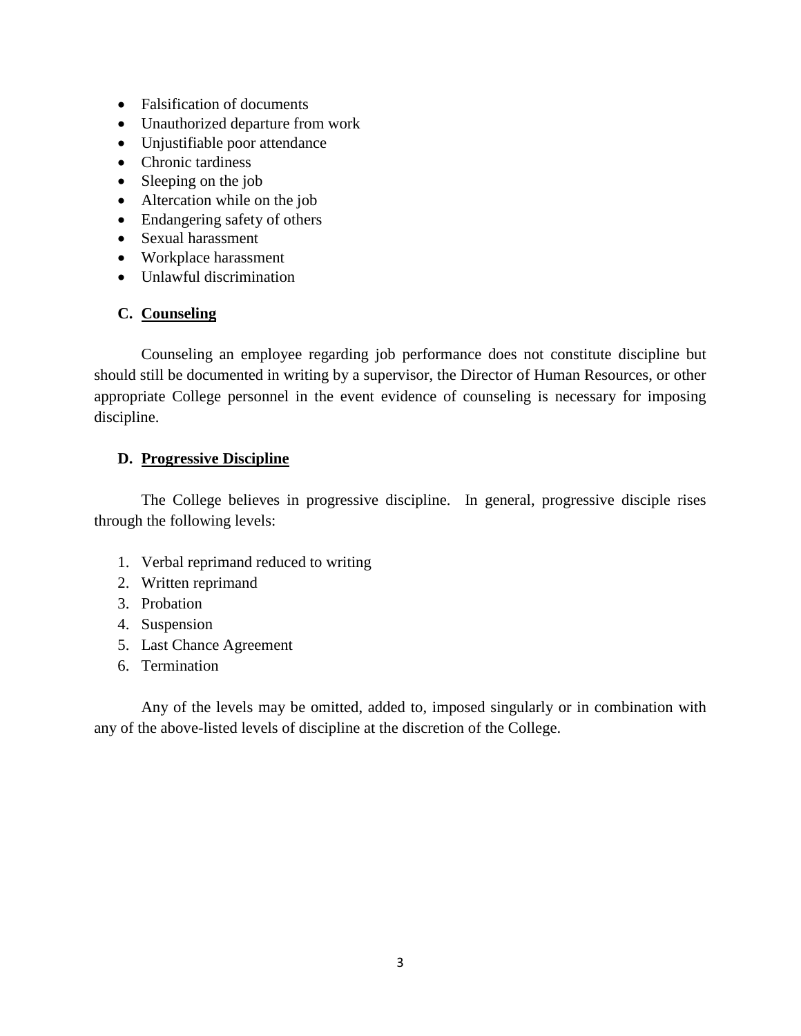- Falsification of documents
- Unauthorized departure from work
- Unjustifiable poor attendance
- Chronic tardiness
- Sleeping on the job
- Altercation while on the job
- Endangering safety of others
- Sexual harassment
- Workplace harassment
- Unlawful discrimination

### C. Counseling

Counseling an employee regarding job performance does not constitute discipline but should still be documented in writing by a supervisor, the Director of Human Resources, or other appropriate College personnel in the event evidence of counseling is necessary for imposing discipline.

### D. Progressive Discipline

The College believes in progressive discipline. In general, progressive disciple rises through the following levels:

1. Verbal reprimand reduced to writing
2. Written reprimand
3. Probation
4. Suspension
5. Last Chance Agreement
6. Termination

Any of the levels may be omitted, added to, imposed singularly or in combination with any of the above-listed levels of discipline at the discretion of the College.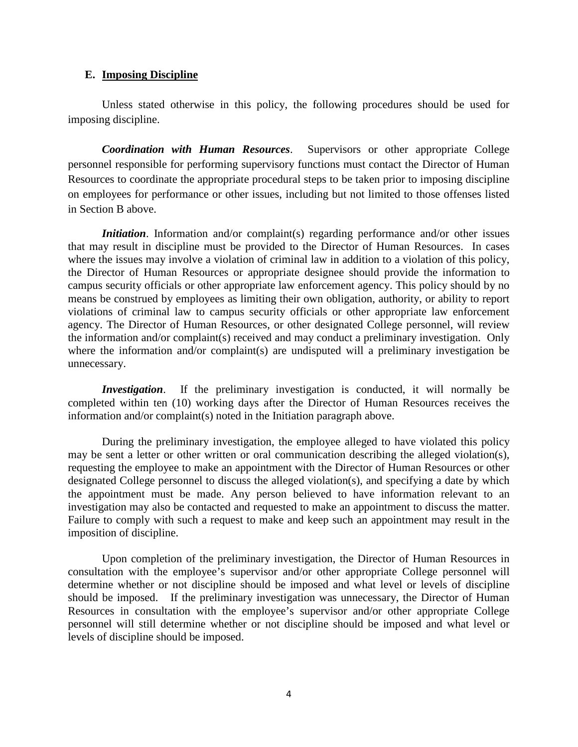## E. Imposing Discipline

Unless stated otherwise in this policy, the following procedures should be used for imposing discipline.

***Coordination with Human Resources***. Supervisors or other appropriate College personnel responsible for performing supervisory functions must contact the Director of Human Resources to coordinate the appropriate procedural steps to be taken prior to imposing discipline on employees for performance or other issues, including but not limited to those offenses listed in Section B above.

***Initiation***. Information and/or complaint(s) regarding performance and/or other issues that may result in discipline must be provided to the Director of Human Resources. In cases where the issues may involve a violation of criminal law in addition to a violation of this policy, the Director of Human Resources or appropriate designee should provide the information to campus security officials or other appropriate law enforcement agency. This policy should by no means be construed by employees as limiting their own obligation, authority, or ability to report violations of criminal law to campus security officials or other appropriate law enforcement agency. The Director of Human Resources, or other designated College personnel, will review the information and/or complaint(s) received and may conduct a preliminary investigation. Only where the information and/or complaint(s) are undisputed will a preliminary investigation be unnecessary.

***Investigation***. If the preliminary investigation is conducted, it will normally be completed within ten (10) working days after the Director of Human Resources receives the information and/or complaint(s) noted in the Initiation paragraph above.

During the preliminary investigation, the employee alleged to have violated this policy may be sent a letter or other written or oral communication describing the alleged violation(s), requesting the employee to make an appointment with the Director of Human Resources or other designated College personnel to discuss the alleged violation(s), and specifying a date by which the appointment must be made. Any person believed to have information relevant to an investigation may also be contacted and requested to make an appointment to discuss the matter. Failure to comply with such a request to make and keep such an appointment may result in the imposition of discipline.

Upon completion of the preliminary investigation, the Director of Human Resources in consultation with the employee's supervisor and/or other appropriate College personnel will determine whether or not discipline should be imposed and what level or levels of discipline should be imposed. If the preliminary investigation was unnecessary, the Director of Human Resources in consultation with the employee's supervisor and/or other appropriate College personnel will still determine whether or not discipline should be imposed and what level or levels of discipline should be imposed.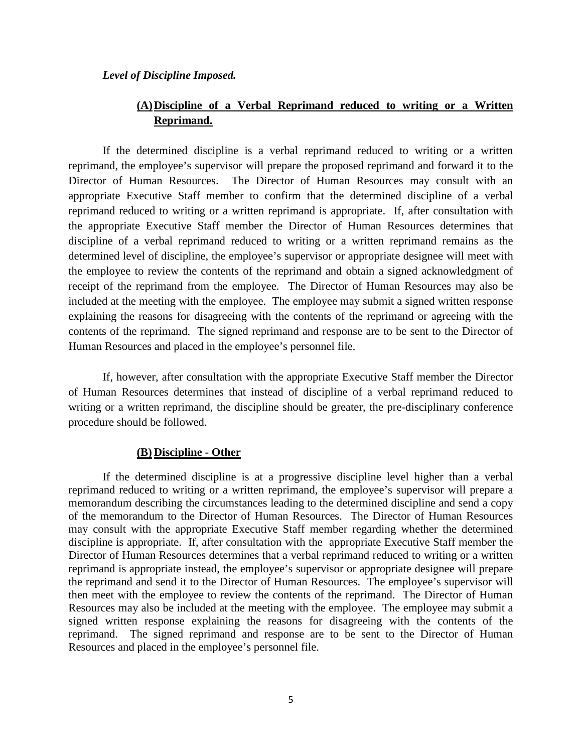*Level of Discipline Imposed.*

**(A) Discipline of a Verbal Reprimand reduced to writing or a Written Reprimand.**

If the determined discipline is a verbal reprimand reduced to writing or a written reprimand, the employee's supervisor will prepare the proposed reprimand and forward it to the Director of Human Resources. The Director of Human Resources may consult with an appropriate Executive Staff member to confirm that the determined discipline of a verbal reprimand reduced to writing or a written reprimand is appropriate. If, after consultation with the appropriate Executive Staff member the Director of Human Resources determines that discipline of a verbal reprimand reduced to writing or a written reprimand remains as the determined level of discipline, the employee's supervisor or appropriate designee will meet with the employee to review the contents of the reprimand and obtain a signed acknowledgment of receipt of the reprimand from the employee. The Director of Human Resources may also be included at the meeting with the employee. The employee may submit a signed written response explaining the reasons for disagreeing with the contents of the reprimand or agreeing with the contents of the reprimand. The signed reprimand and response are to be sent to the Director of Human Resources and placed in the employee's personnel file.

If, however, after consultation with the appropriate Executive Staff member the Director of Human Resources determines that instead of discipline of a verbal reprimand reduced to writing or a written reprimand, the discipline should be greater, the pre-disciplinary conference procedure should be followed.

**(B) Discipline - Other**

If the determined discipline is at a progressive discipline level higher than a verbal reprimand reduced to writing or a written reprimand, the employee's supervisor will prepare a memorandum describing the circumstances leading to the determined discipline and send a copy of the memorandum to the Director of Human Resources. The Director of Human Resources may consult with the appropriate Executive Staff member regarding whether the determined discipline is appropriate. If, after consultation with the appropriate Executive Staff member the Director of Human Resources determines that a verbal reprimand reduced to writing or a written reprimand is appropriate instead, the employee's supervisor or appropriate designee will prepare the reprimand and send it to the Director of Human Resources. The employee's supervisor will then meet with the employee to review the contents of the reprimand. The Director of Human Resources may also be included at the meeting with the employee. The employee may submit a signed written response explaining the reasons for disagreeing with the contents of the reprimand. The signed reprimand and response are to be sent to the Director of Human Resources and placed in the employee's personnel file.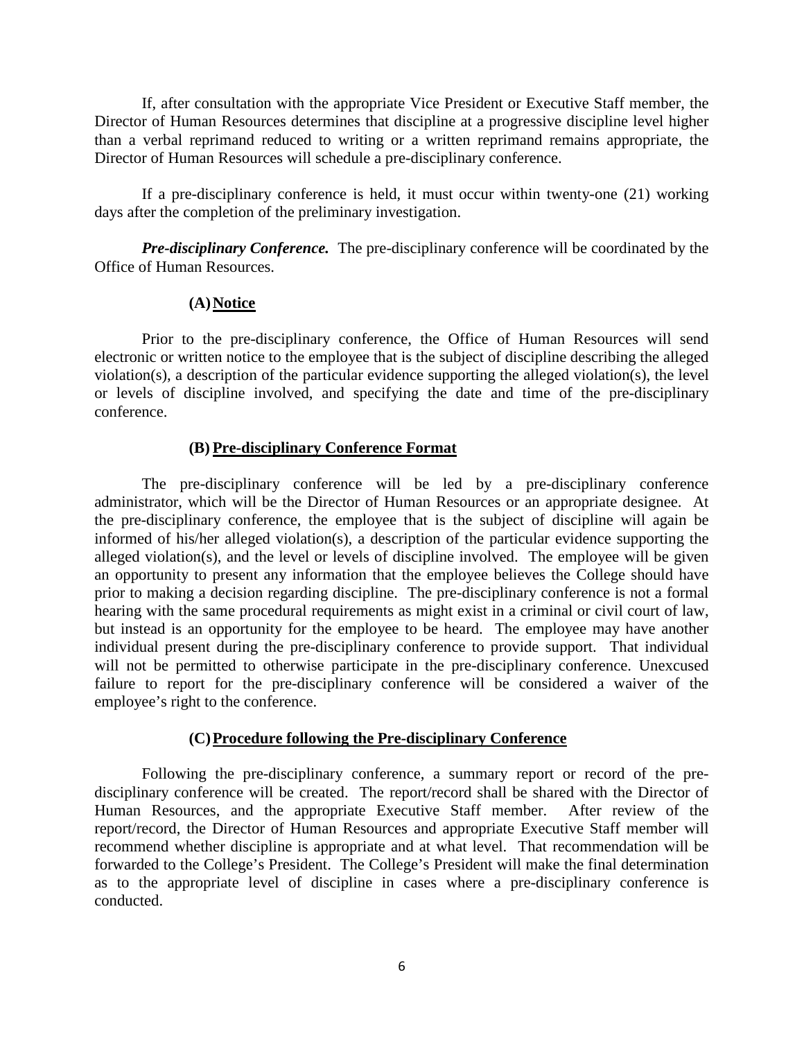If, after consultation with the appropriate Vice President or Executive Staff member, the Director of Human Resources determines that discipline at a progressive discipline level higher than a verbal reprimand reduced to writing or a written reprimand remains appropriate, the Director of Human Resources will schedule a pre-disciplinary conference.

If a pre-disciplinary conference is held, it must occur within twenty-one (21) working days after the completion of the preliminary investigation.

***Pre-disciplinary Conference.*** The pre-disciplinary conference will be coordinated by the Office of Human Resources.

**(A) <u>Notice</u>**

Prior to the pre-disciplinary conference, the Office of Human Resources will send electronic or written notice to the employee that is the subject of discipline describing the alleged violation(s), a description of the particular evidence supporting the alleged violation(s), the level or levels of discipline involved, and specifying the date and time of the pre-disciplinary conference.

**(B) <u>Pre-disciplinary Conference Format</u>**

The pre-disciplinary conference will be led by a pre-disciplinary conference administrator, which will be the Director of Human Resources or an appropriate designee. At the pre-disciplinary conference, the employee that is the subject of discipline will again be informed of his/her alleged violation(s), a description of the particular evidence supporting the alleged violation(s), and the level or levels of discipline involved. The employee will be given an opportunity to present any information that the employee believes the College should have prior to making a decision regarding discipline. The pre-disciplinary conference is not a formal hearing with the same procedural requirements as might exist in a criminal or civil court of law, but instead is an opportunity for the employee to be heard. The employee may have another individual present during the pre-disciplinary conference to provide support. That individual will not be permitted to otherwise participate in the pre-disciplinary conference. Unexcused failure to report for the pre-disciplinary conference will be considered a waiver of the employee's right to the conference.

**(C) <u>Procedure following the Pre-disciplinary Conference</u>**

Following the pre-disciplinary conference, a summary report or record of the pre-disciplinary conference will be created. The report/record shall be shared with the Director of Human Resources, and the appropriate Executive Staff member. After review of the report/record, the Director of Human Resources and appropriate Executive Staff member will recommend whether discipline is appropriate and at what level. That recommendation will be forwarded to the College's President. The College's President will make the final determination as to the appropriate level of discipline in cases where a pre-disciplinary conference is conducted.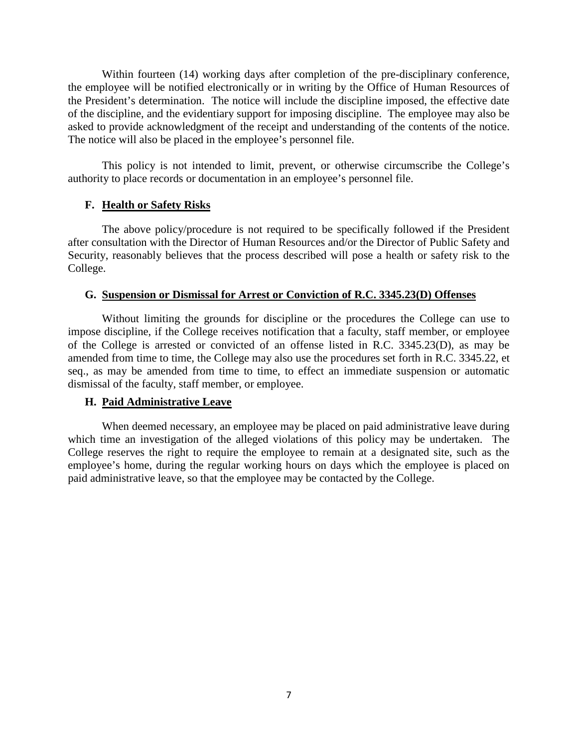Within fourteen (14) working days after completion of the pre-disciplinary conference, the employee will be notified electronically or in writing by the Office of Human Resources of the President's determination. The notice will include the discipline imposed, the effective date of the discipline, and the evidentiary support for imposing discipline. The employee may also be asked to provide acknowledgment of the receipt and understanding of the contents of the notice. The notice will also be placed in the employee's personnel file.

This policy is not intended to limit, prevent, or otherwise circumscribe the College's authority to place records or documentation in an employee's personnel file.

### F. <u>Health or Safety Risks</u>

The above policy/procedure is not required to be specifically followed if the President after consultation with the Director of Human Resources and/or the Director of Public Safety and Security, reasonably believes that the process described will pose a health or safety risk to the College.

### G. <u>Suspension or Dismissal for Arrest or Conviction of R.C. 3345.23(D) Offenses</u>

Without limiting the grounds for discipline or the procedures the College can use to impose discipline, if the College receives notification that a faculty, staff member, or employee of the College is arrested or convicted of an offense listed in R.C. 3345.23(D), as may be amended from time to time, the College may also use the procedures set forth in R.C. 3345.22, et seq., as may be amended from time to time, to effect an immediate suspension or automatic dismissal of the faculty, staff member, or employee.

### H. <u>Paid Administrative Leave</u>

When deemed necessary, an employee may be placed on paid administrative leave during which time an investigation of the alleged violations of this policy may be undertaken. The College reserves the right to require the employee to remain at a designated site, such as the employee's home, during the regular working hours on days which the employee is placed on paid administrative leave, so that the employee may be contacted by the College.